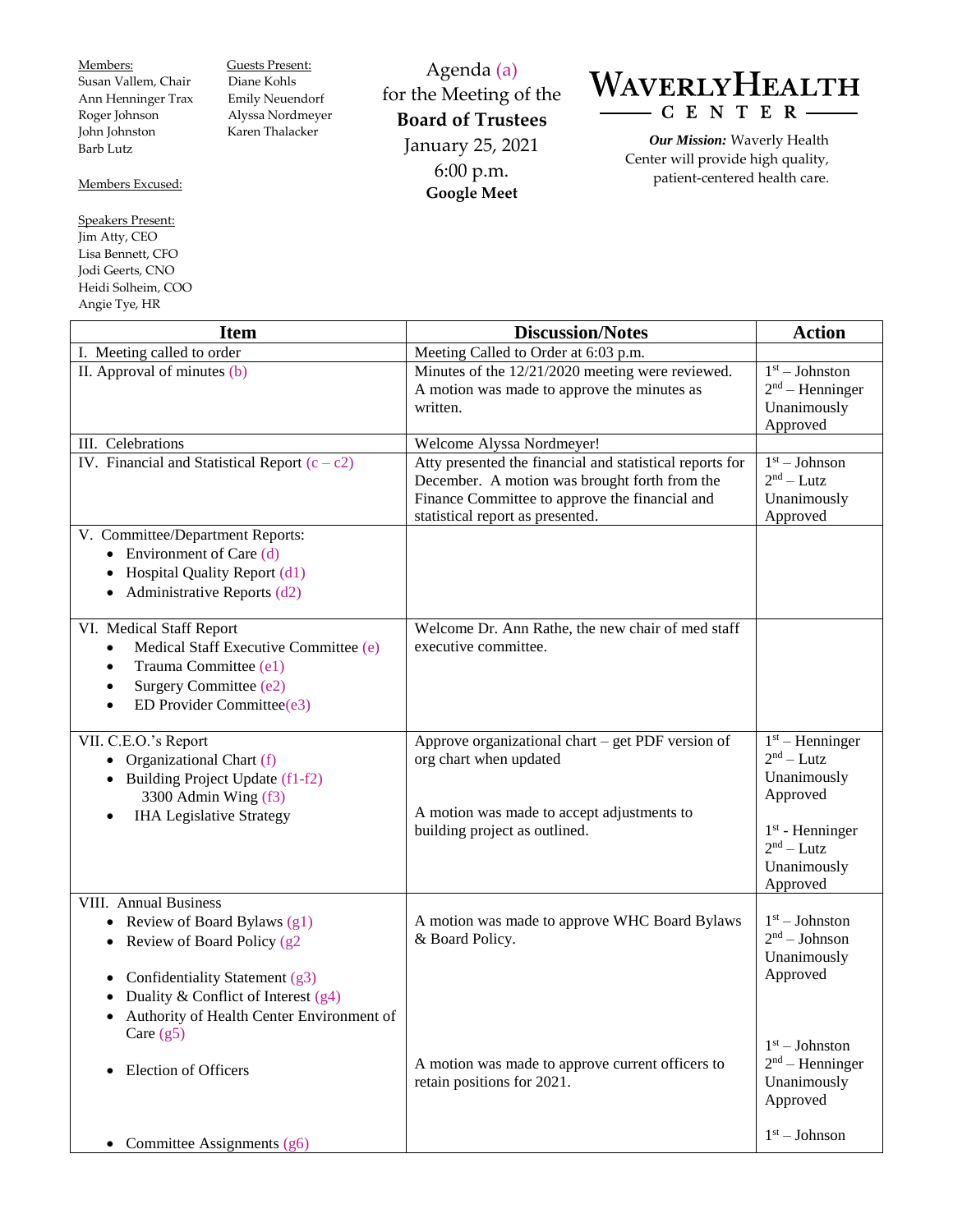**Members:**
Susan Vallem, Chair
Ann Henninger Trax
Roger Johnson
John Johnston
Barb Lutz

**Guests Present:**
Diane Kohls
Emily Neuendorf
Alyssa Nordmeyer
Karen Thalacker

**Members Excused:**

**Speakers Present:**
Jim Atty, CEO
Lisa Bennett, CFO
Jodi Geerts, CNO
Heidi Solheim, COO
Angie Tye, HR

# Agenda (a)
## for the Meeting of the **Board of Trustees**
January 25, 2021
6:00 p.m.
**Google Meet**

**WAVERLY HEALTH CENTER**

***Our Mission:*** Waverly Health Center will provide high quality, patient-centered health care.

| Item | Discussion/Notes | Action |
|---|---|---|
| I. Meeting called to order | Meeting Called to Order at 6:03 p.m. | |
| II. Approval of minutes (b) | Minutes of the 12/21/2020 meeting were reviewed. A motion was made to approve the minutes as written. | 1st – Johnston<br>2nd – Henninger<br>Unanimously Approved |
| III. Celebrations | Welcome Alyssa Nordmeyer! | |
| IV. Financial and Statistical Report (c – c2) | Atty presented the financial and statistical reports for December. A motion was brought forth from the Finance Committee to approve the financial and statistical report as presented. | 1st – Johnson<br>2nd – Lutz<br>Unanimously Approved |
| V. Committee/Department Reports:<br>• Environment of Care (d)<br>• Hospital Quality Report (d1)<br>• Administrative Reports (d2) | | |
| VI. Medical Staff Report<br>• Medical Staff Executive Committee (e)<br>• Trauma Committee (e1)<br>• Surgery Committee (e2)<br>• ED Provider Committee(e3) | Welcome Dr. Ann Rathe, the new chair of med staff executive committee. | |
| VII. C.E.O.'s Report<br>• Organizational Chart (f)<br>• Building Project Update (f1-f2)<br>3300 Admin Wing (f3)<br>• IHA Legislative Strategy | Approve organizational chart – get PDF version of org chart when updated<br><br>A motion was made to accept adjustments to building project as outlined. | 1st – Henninger<br>2nd – Lutz<br>Unanimously Approved<br><br>1st - Henninger<br>2nd – Lutz<br>Unanimously Approved |
| VIII. Annual Business<br>• Review of Board Bylaws (g1)<br>• Review of Board Policy (g2<br>• Confidentiality Statement (g3)<br>• Duality & Conflict of Interest (g4)<br>• Authority of Health Center Environment of Care (g5)<br>• Election of Officers<br>• Committee Assignments (g6) | A motion was made to approve WHC Board Bylaws & Board Policy.<br><br>A motion was made to approve current officers to retain positions for 2021. | 1st – Johnston<br>2nd – Johnson<br>Unanimously Approved<br><br>1st – Johnston<br>2nd – Henninger<br>Unanimously Approved<br><br>1st – Johnson |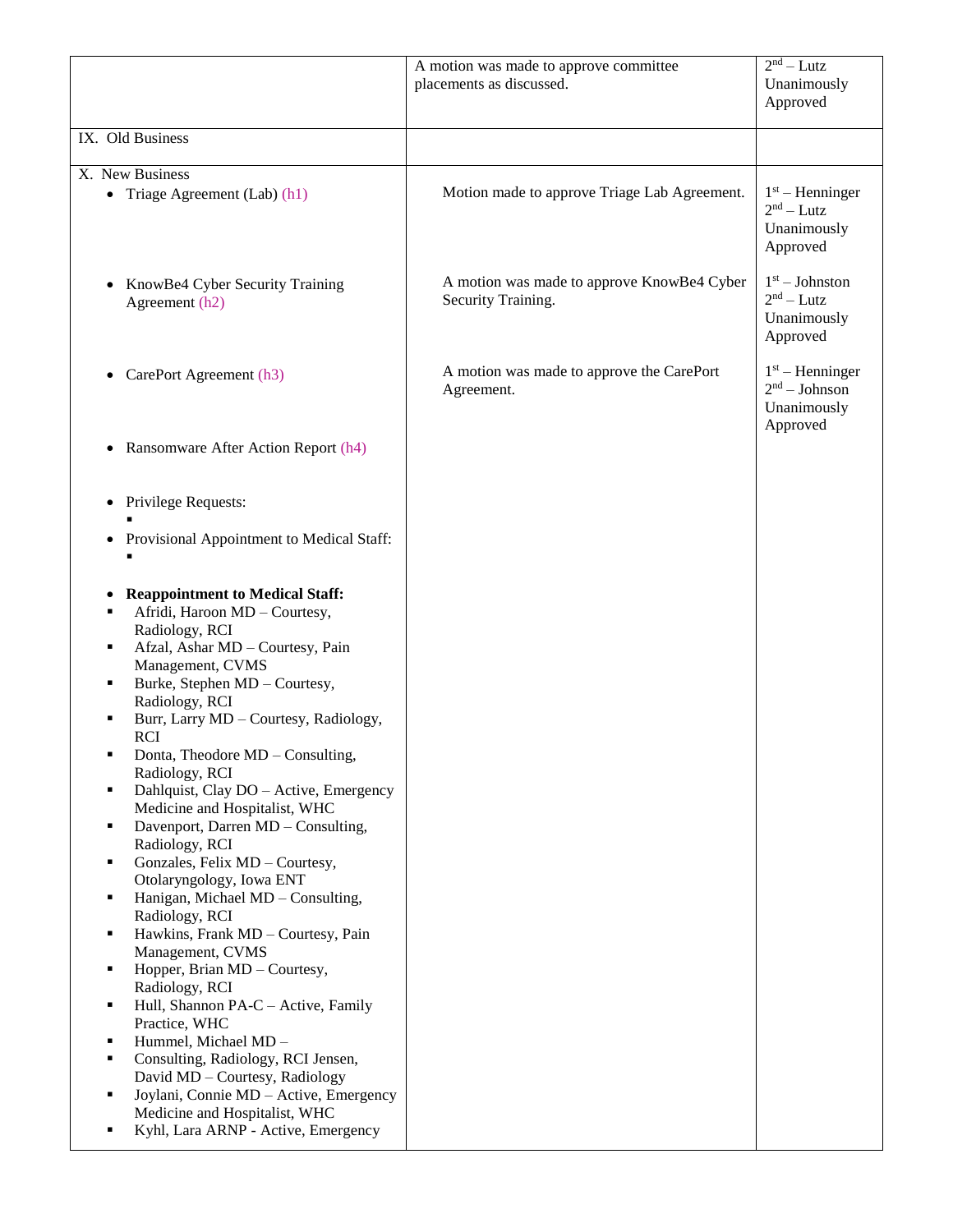| | | |
|---|---|---|
| | A motion was made to approve committee placements as discussed. | 2nd – Lutz<br>Unanimously Approved |
| IX. Old Business | | |
| X. New Business<br>• Triage Agreement (Lab) (h1) | Motion made to approve Triage Lab Agreement. | 1st – Henninger<br>2nd – Lutz<br>Unanimously Approved |
| • KnowBe4 Cyber Security Training Agreement (h2) | A motion was made to approve KnowBe4 Cyber Security Training. | 1st – Johnston<br>2nd – Lutz<br>Unanimously Approved |
| • CarePort Agreement (h3) | A motion was made to approve the CarePort Agreement. | 1st – Henninger<br>2nd – Johnson<br>Unanimously Approved |
| • Ransomware After Action Report (h4)<br><br>• Privilege Requests:<br>▪<br>• Provisional Appointment to Medical Staff:<br>▪<br><br>• **Reappointment to Medical Staff:**<br>▪ Afridi, Haroon MD – Courtesy, Radiology, RCI<br>▪ Afzal, Ashar MD – Courtesy, Pain Management, CVMS<br>▪ Burke, Stephen MD – Courtesy, Radiology, RCI<br>▪ Burr, Larry MD – Courtesy, Radiology, RCI<br>▪ Donta, Theodore MD – Consulting, Radiology, RCI<br>▪ Dahlquist, Clay DO – Active, Emergency Medicine and Hospitalist, WHC<br>▪ Davenport, Darren MD – Consulting, Radiology, RCI<br>▪ Gonzales, Felix MD – Courtesy, Otolaryngology, Iowa ENT<br>▪ Hanigan, Michael MD – Consulting, Radiology, RCI<br>▪ Hawkins, Frank MD – Courtesy, Pain Management, CVMS<br>▪ Hopper, Brian MD – Courtesy, Radiology, RCI<br>▪ Hull, Shannon PA-C – Active, Family Practice, WHC<br>▪ Hummel, Michael MD –<br>▪ Consulting, Radiology, RCI Jensen, David MD – Courtesy, Radiology<br>▪ Joylani, Connie MD – Active, Emergency Medicine and Hospitalist, WHC<br>▪ Kyhl, Lara ARNP - Active, Emergency | | |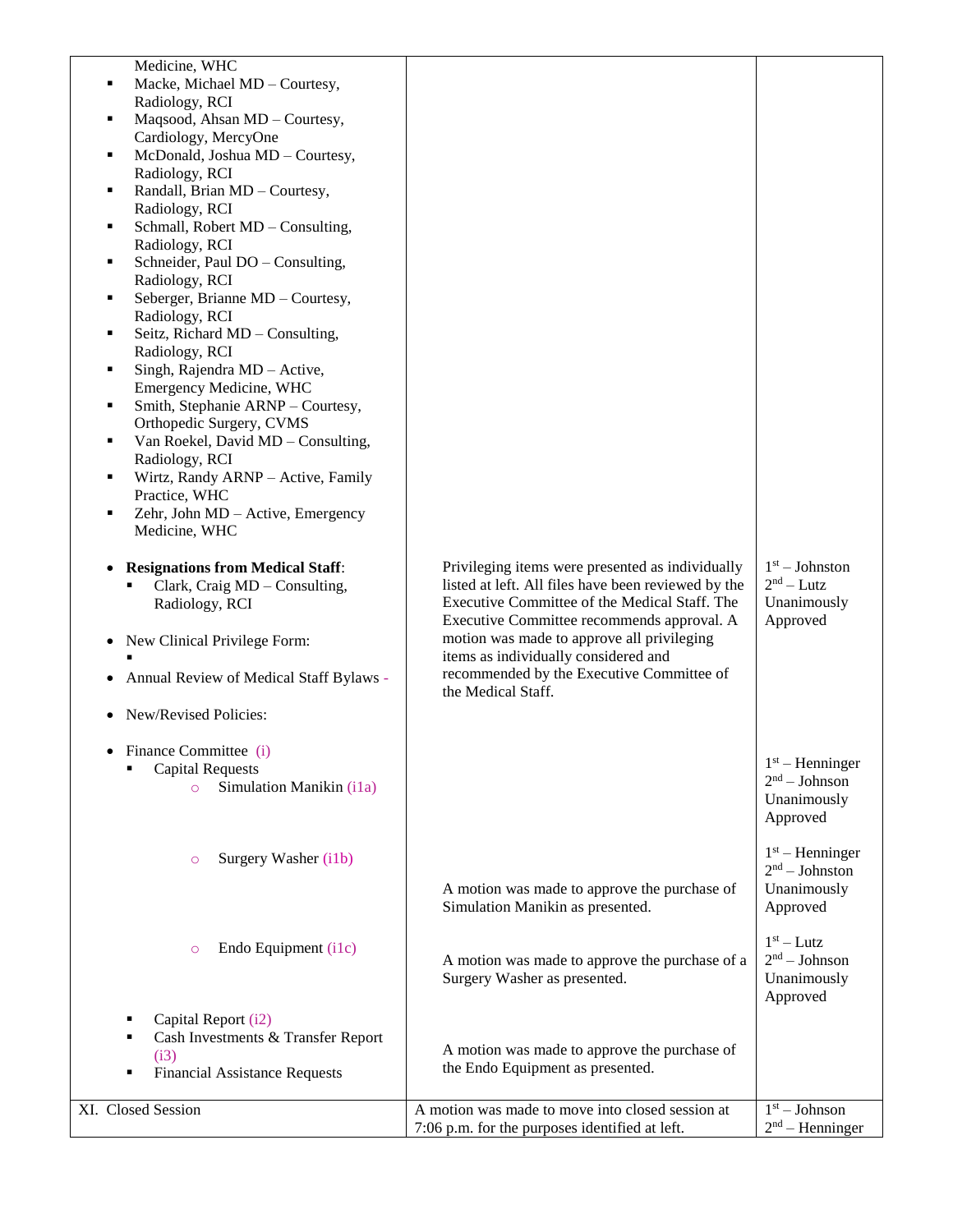| | | |
|---|---|---|
| Medicine, WHC<br>▪ Macke, Michael MD – Courtesy, Radiology, RCI<br>▪ Maqsood, Ahsan MD – Courtesy, Cardiology, MercyOne<br>▪ McDonald, Joshua MD – Courtesy, Radiology, RCI<br>▪ Randall, Brian MD – Courtesy, Radiology, RCI<br>▪ Schmall, Robert MD – Consulting, Radiology, RCI<br>▪ Schneider, Paul DO – Consulting, Radiology, RCI<br>▪ Seberger, Brianne MD – Courtesy, Radiology, RCI<br>▪ Seitz, Richard MD – Consulting, Radiology, RCI<br>▪ Singh, Rajendra MD – Active, Emergency Medicine, WHC<br>▪ Smith, Stephanie ARNP – Courtesy, Orthopedic Surgery, CVMS<br>▪ Van Roekel, David MD – Consulting, Radiology, RCI<br>▪ Wirtz, Randy ARNP – Active, Family Practice, WHC<br>▪ Zehr, John MD – Active, Emergency Medicine, WHC | | |
| • **Resignations from Medical Staff**:<br>▪ Clark, Craig MD – Consulting, Radiology, RCI<br>• New Clinical Privilege Form:<br>▪<br>• Annual Review of Medical Staff Bylaws -<br>• New/Revised Policies: | Privileging items were presented as individually listed at left. All files have been reviewed by the Executive Committee of the Medical Staff. The Executive Committee recommends approval. A motion was made to approve all privileging items as individually considered and recommended by the Executive Committee of the Medical Staff. | 1st – Johnston<br>2nd – Lutz<br>Unanimously Approved |
| • Finance Committee (i)<br>▪ Capital Requests<br>○ Simulation Manikin (i1a) | A motion was made to approve the purchase of Simulation Manikin as presented. | 1st – Henninger<br>2nd – Johnson<br>Unanimously Approved |
| ○ Surgery Washer (i1b) | A motion was made to approve the purchase of a Surgery Washer as presented. | 1st – Henninger<br>2nd – Johnston<br>Unanimously Approved |
| ○ Endo Equipment (i1c)<br>▪ Capital Report (i2)<br>▪ Cash Investments & Transfer Report (i3)<br>▪ Financial Assistance Requests | A motion was made to approve the purchase of the Endo Equipment as presented. | 1st – Lutz<br>2nd – Johnson<br>Unanimously Approved |
| XI. Closed Session | A motion was made to move into closed session at 7:06 p.m. for the purposes identified at left. | 1st – Johnson<br>2nd – Henninger |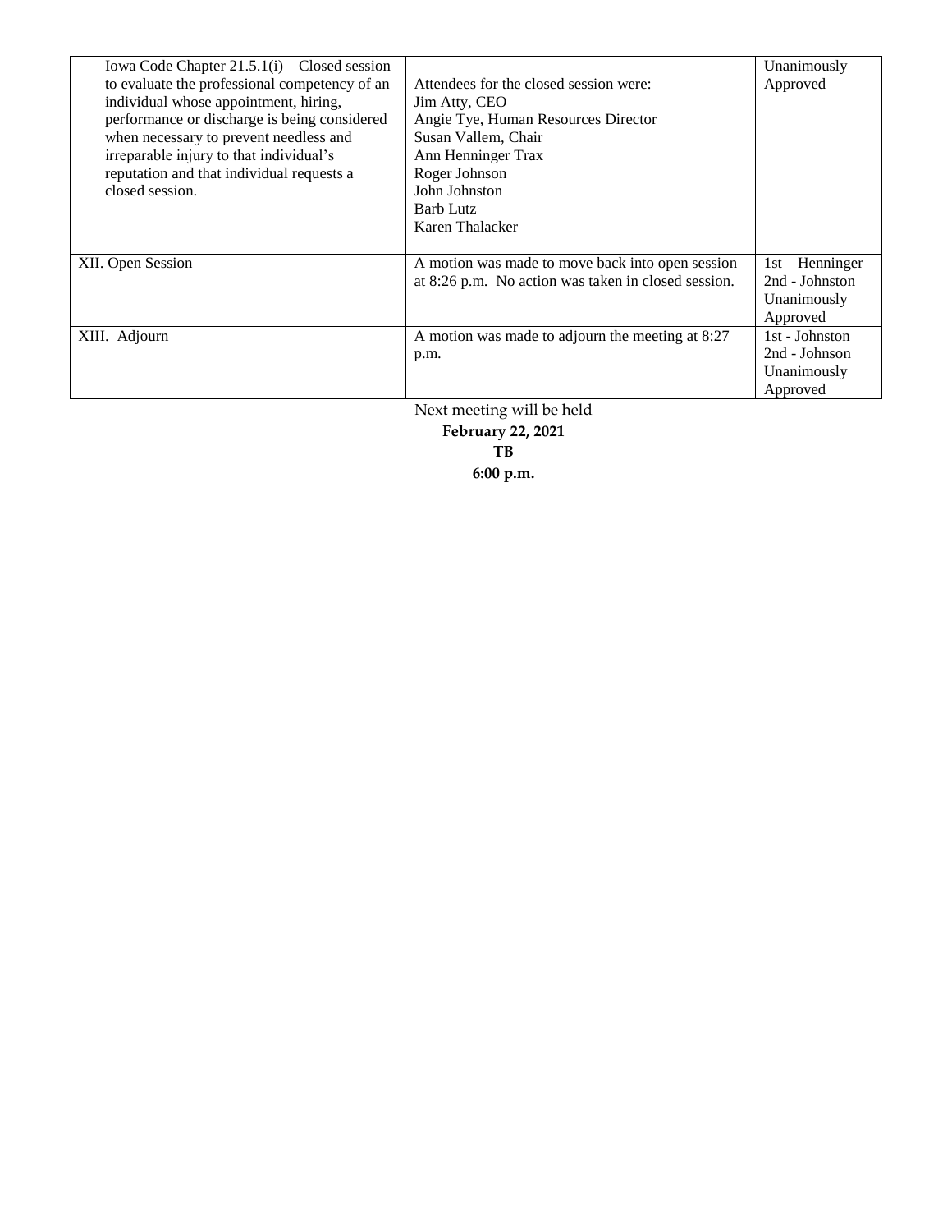| | | |
|---|---|---|
| Iowa Code Chapter 21.5.1(i) – Closed session to evaluate the professional competency of an individual whose appointment, hiring, performance or discharge is being considered when necessary to prevent needless and irreparable injury to that individual's reputation and that individual requests a closed session. | Attendees for the closed session were:<br>Jim Atty, CEO<br>Angie Tye, Human Resources Director<br>Susan Vallem, Chair<br>Ann Henninger Trax<br>Roger Johnson<br>John Johnston<br>Barb Lutz<br>Karen Thalacker | Unanimously Approved |
| XII. Open Session | A motion was made to move back into open session at 8:26 p.m. No action was taken in closed session. | 1st – Henninger<br>2nd - Johnston<br>Unanimously Approved |
| XIII. Adjourn | A motion was made to adjourn the meeting at 8:27 p.m. | 1st - Johnston<br>2nd - Johnson<br>Unanimously Approved |

Next meeting will be held
**February 22, 2021**
**TB**
**6:00 p.m.**